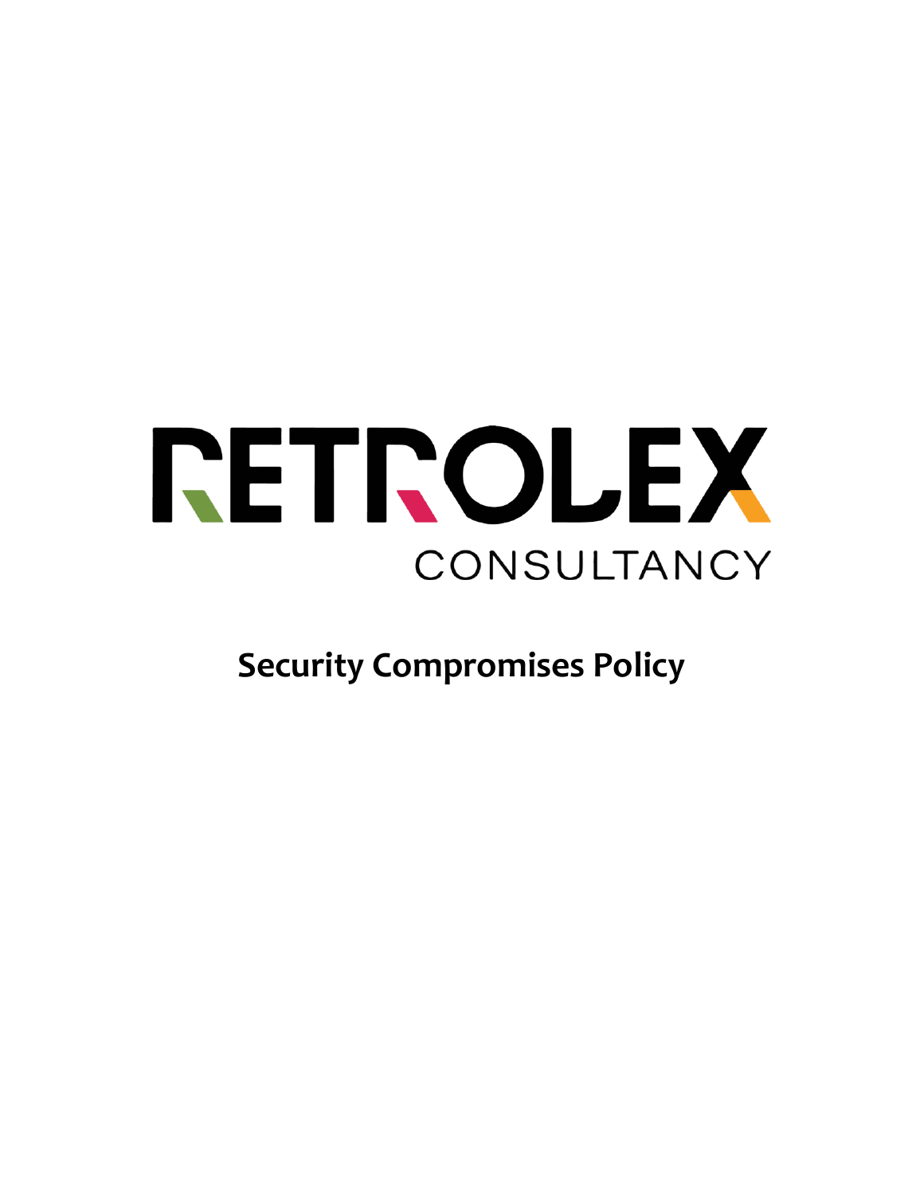RETROLEX

CONSULTANCY

# Security Compromises Policy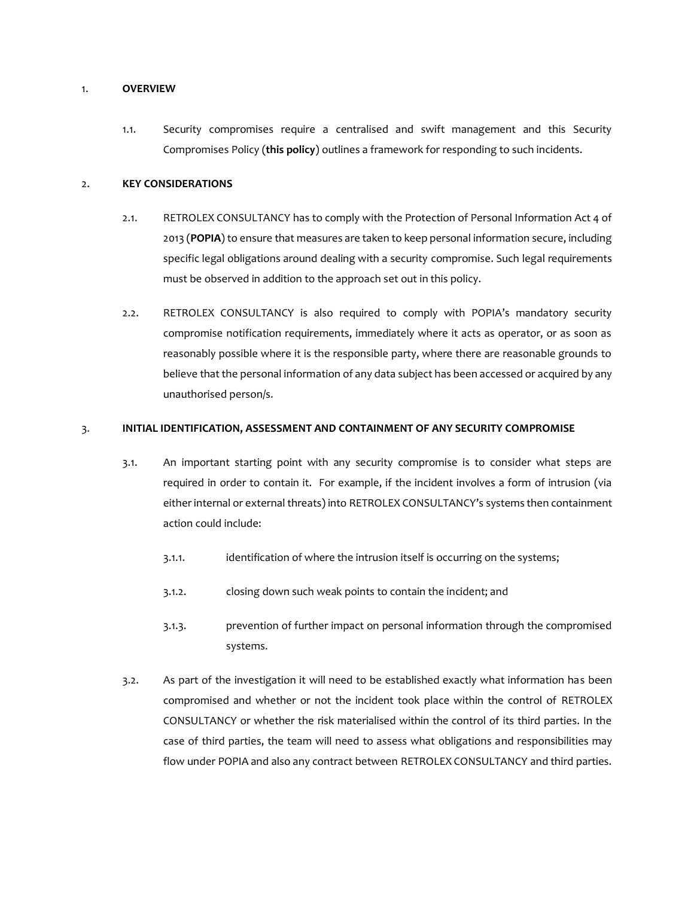## 1. OVERVIEW

1.1. Security compromises require a centralised and swift management and this Security Compromises Policy (**this policy**) outlines a framework for responding to such incidents.

## 2. KEY CONSIDERATIONS

2.1. RETROLEX CONSULTANCY has to comply with the Protection of Personal Information Act 4 of 2013 (**POPIA**) to ensure that measures are taken to keep personal information secure, including specific legal obligations around dealing with a security compromise. Such legal requirements must be observed in addition to the approach set out in this policy.

2.2. RETROLEX CONSULTANCY is also required to comply with POPIA's mandatory security compromise notification requirements, immediately where it acts as operator, or as soon as reasonably possible where it is the responsible party, where there are reasonable grounds to believe that the personal information of any data subject has been accessed or acquired by any unauthorised person/s.

## 3. INITIAL IDENTIFICATION, ASSESSMENT AND CONTAINMENT OF ANY SECURITY COMPROMISE

3.1. An important starting point with any security compromise is to consider what steps are required in order to contain it. For example, if the incident involves a form of intrusion (via either internal or external threats) into RETROLEX CONSULTANCY's systems then containment action could include:

3.1.1. identification of where the intrusion itself is occurring on the systems;

3.1.2. closing down such weak points to contain the incident; and

3.1.3. prevention of further impact on personal information through the compromised systems.

3.2. As part of the investigation it will need to be established exactly what information has been compromised and whether or not the incident took place within the control of RETROLEX CONSULTANCY or whether the risk materialised within the control of its third parties. In the case of third parties, the team will need to assess what obligations and responsibilities may flow under POPIA and also any contract between RETROLEX CONSULTANCY and third parties.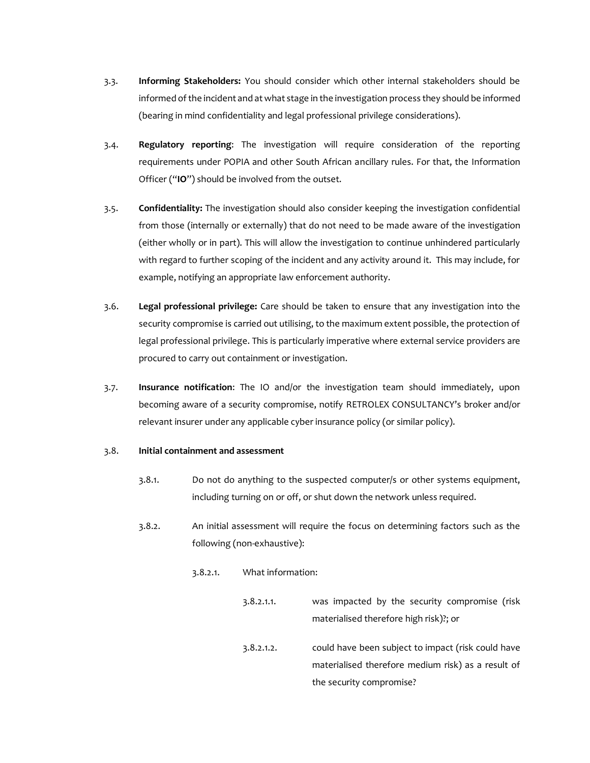3.3. **Informing Stakeholders:** You should consider which other internal stakeholders should be informed of the incident and at what stage in the investigation process they should be informed (bearing in mind confidentiality and legal professional privilege considerations).

3.4. **Regulatory reporting**: The investigation will require consideration of the reporting requirements under POPIA and other South African ancillary rules. For that, the Information Officer ("**IO**") should be involved from the outset.

3.5. **Confidentiality:** The investigation should also consider keeping the investigation confidential from those (internally or externally) that do not need to be made aware of the investigation (either wholly or in part). This will allow the investigation to continue unhindered particularly with regard to further scoping of the incident and any activity around it. This may include, for example, notifying an appropriate law enforcement authority.

3.6. **Legal professional privilege:** Care should be taken to ensure that any investigation into the security compromise is carried out utilising, to the maximum extent possible, the protection of legal professional privilege. This is particularly imperative where external service providers are procured to carry out containment or investigation.

3.7. **Insurance notification**: The IO and/or the investigation team should immediately, upon becoming aware of a security compromise, notify RETROLEX CONSULTANCY's broker and/or relevant insurer under any applicable cyber insurance policy (or similar policy).

3.8. **Initial containment and assessment**

3.8.1. Do not do anything to the suspected computer/s or other systems equipment, including turning on or off, or shut down the network unless required.

3.8.2. An initial assessment will require the focus on determining factors such as the following (non-exhaustive):

3.8.2.1. What information:

3.8.2.1.1. was impacted by the security compromise (risk materialised therefore high risk)?; or

3.8.2.1.2. could have been subject to impact (risk could have materialised therefore medium risk) as a result of the security compromise?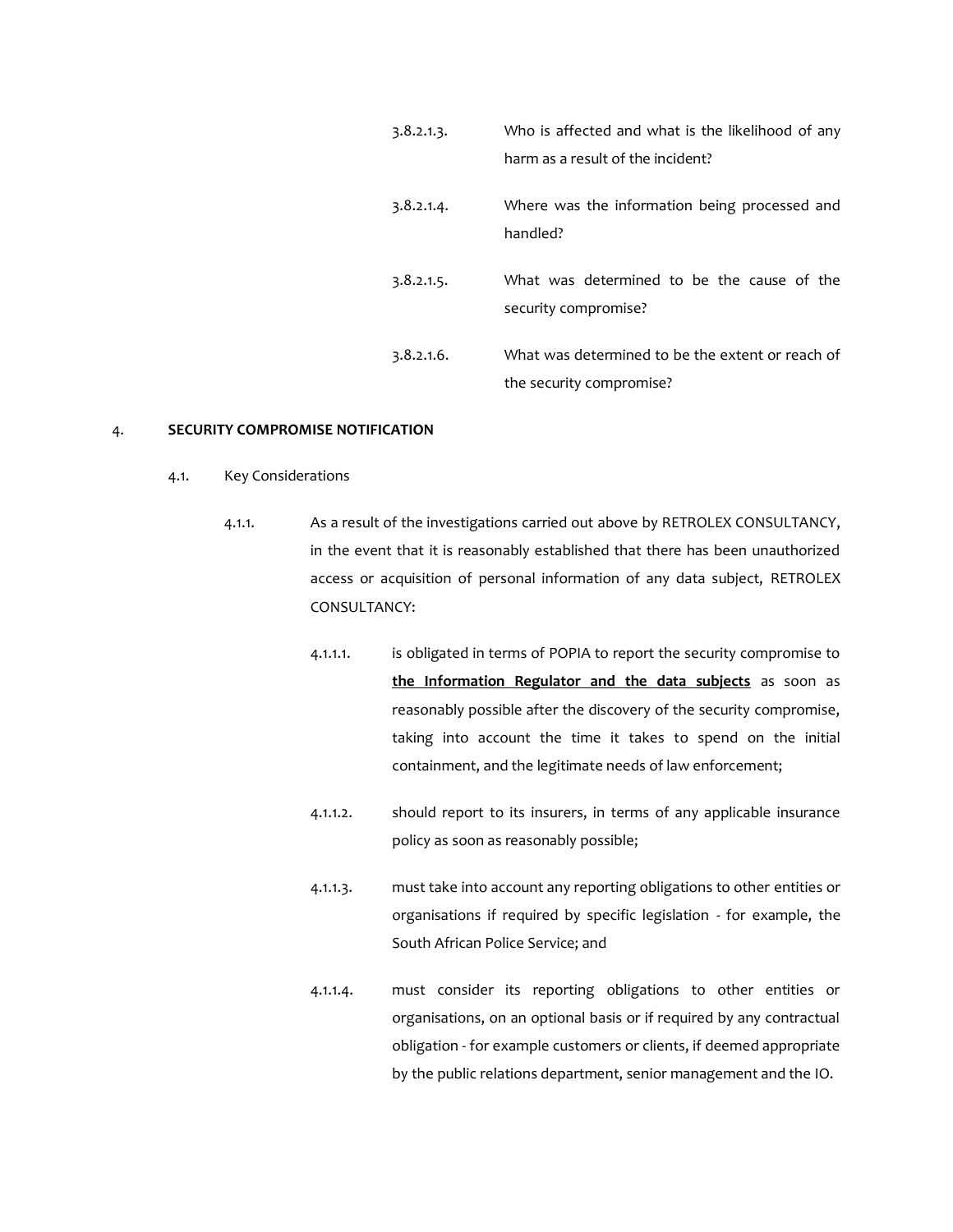3.8.2.1.3. Who is affected and what is the likelihood of any harm as a result of the incident?

3.8.2.1.4. Where was the information being processed and handled?

3.8.2.1.5. What was determined to be the cause of the security compromise?

3.8.2.1.6. What was determined to be the extent or reach of the security compromise?

## 4. SECURITY COMPROMISE NOTIFICATION

4.1. Key Considerations

4.1.1. As a result of the investigations carried out above by RETROLEX CONSULTANCY, in the event that it is reasonably established that there has been unauthorized access or acquisition of personal information of any data subject, RETROLEX CONSULTANCY:

4.1.1.1. is obligated in terms of POPIA to report the security compromise to <u>**the Information Regulator and the data subjects**</u> as soon as reasonably possible after the discovery of the security compromise, taking into account the time it takes to spend on the initial containment, and the legitimate needs of law enforcement;

4.1.1.2. should report to its insurers, in terms of any applicable insurance policy as soon as reasonably possible;

4.1.1.3. must take into account any reporting obligations to other entities or organisations if required by specific legislation - for example, the South African Police Service; and

4.1.1.4. must consider its reporting obligations to other entities or organisations, on an optional basis or if required by any contractual obligation - for example customers or clients, if deemed appropriate by the public relations department, senior management and the IO.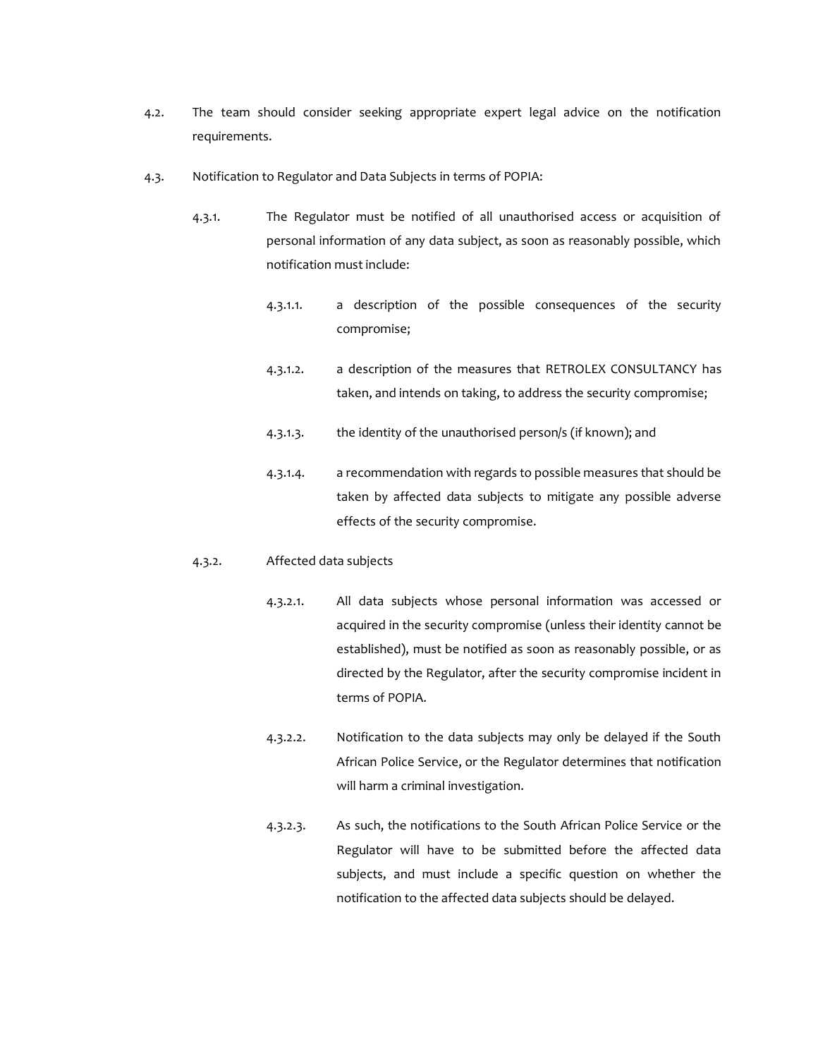4.2. The team should consider seeking appropriate expert legal advice on the notification requirements.

4.3. Notification to Regulator and Data Subjects in terms of POPIA:

4.3.1. The Regulator must be notified of all unauthorised access or acquisition of personal information of any data subject, as soon as reasonably possible, which notification must include:

4.3.1.1. a description of the possible consequences of the security compromise;

4.3.1.2. a description of the measures that RETROLEX CONSULTANCY has taken, and intends on taking, to address the security compromise;

4.3.1.3. the identity of the unauthorised person/s (if known); and

4.3.1.4. a recommendation with regards to possible measures that should be taken by affected data subjects to mitigate any possible adverse effects of the security compromise.

4.3.2. Affected data subjects

4.3.2.1. All data subjects whose personal information was accessed or acquired in the security compromise (unless their identity cannot be established), must be notified as soon as reasonably possible, or as directed by the Regulator, after the security compromise incident in terms of POPIA.

4.3.2.2. Notification to the data subjects may only be delayed if the South African Police Service, or the Regulator determines that notification will harm a criminal investigation.

4.3.2.3. As such, the notifications to the South African Police Service or the Regulator will have to be submitted before the affected data subjects, and must include a specific question on whether the notification to the affected data subjects should be delayed.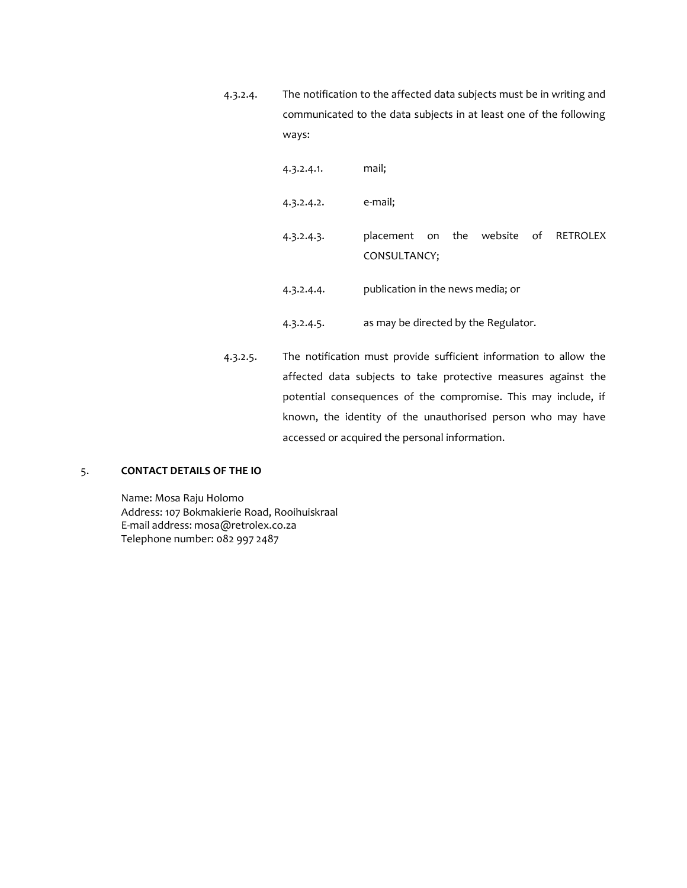4.3.2.4. The notification to the affected data subjects must be in writing and communicated to the data subjects in at least one of the following ways:

4.3.2.4.1. mail;

4.3.2.4.2. e-mail;

4.3.2.4.3. placement on the website of RETROLEX CONSULTANCY;

4.3.2.4.4. publication in the news media; or

4.3.2.4.5. as may be directed by the Regulator.

4.3.2.5. The notification must provide sufficient information to allow the affected data subjects to take protective measures against the potential consequences of the compromise. This may include, if known, the identity of the unauthorised person who may have accessed or acquired the personal information.

## 5. CONTACT DETAILS OF THE IO

Name: Mosa Raju Holomo
Address: 107 Bokmakierie Road, Rooihuiskraal
E-mail address: mosa@retrolex.co.za
Telephone number: 082 997 2487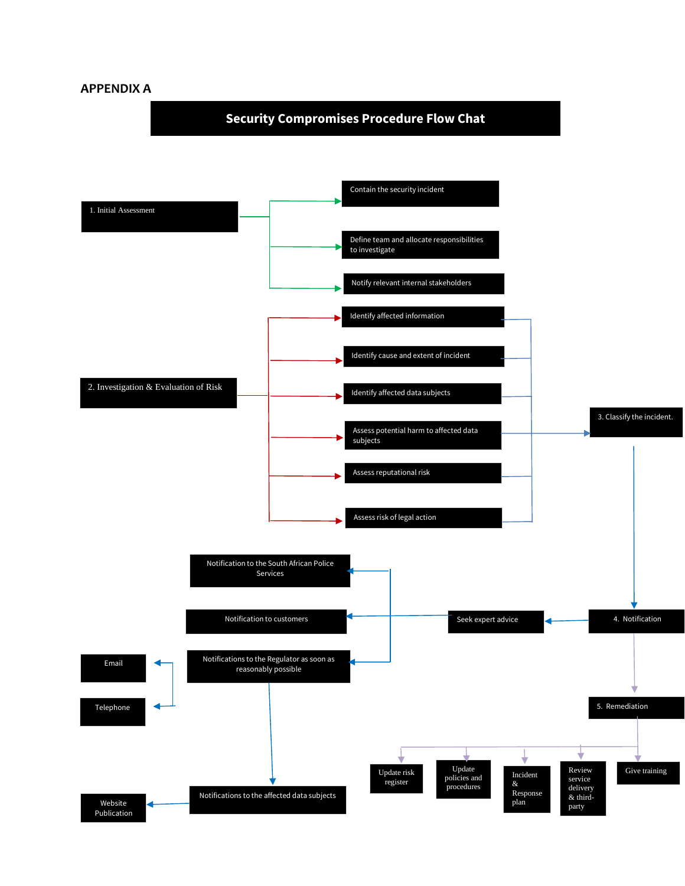## APPENDIX A

# Security Compromises Procedure Flow Chat

1. Initial Assessment

Contain the security incident

Define team and allocate responsibilities to investigate

Notify relevant internal stakeholders

2. Investigation & Evaluation of Risk

Identify affected information

Identify cause and extent of incident

Identify affected data subjects

Assess potential harm to affected data subjects

Assess reputational risk

Assess risk of legal action

3. Classify the incident.

4. Notification

Seek expert advice

Notification to the South African Police Services

Notification to customers

Notifications to the Regulator as soon as reasonably possible

Email

Telephone

Notifications to the affected data subjects

Website Publication

5. Remediation

Update risk register

Update policies and procedures

Incident & Response plan

Review service delivery & third-party

Give training